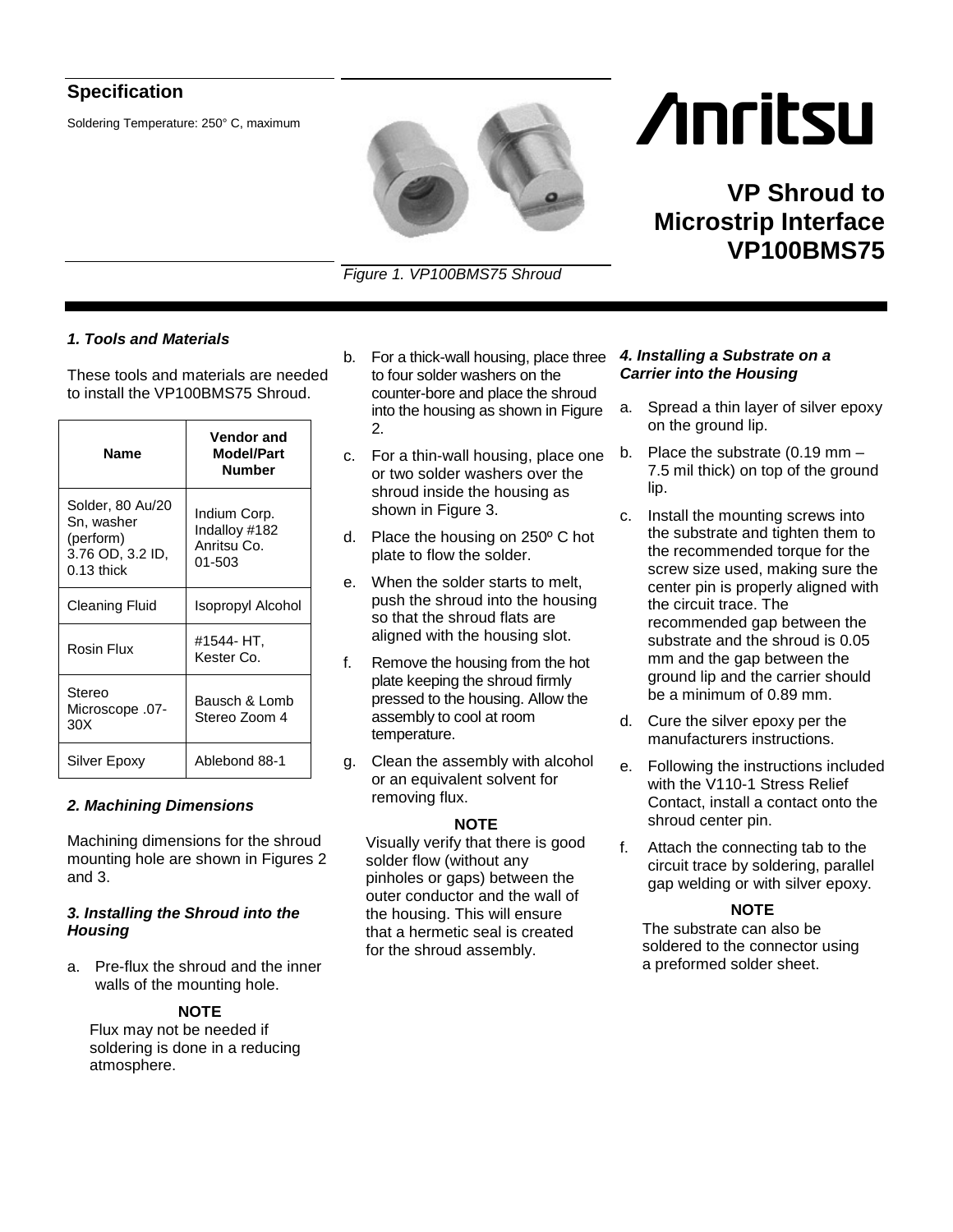# Anritsu

## VP Shroud to Microstrip Interface VP100BMS75

### Specification

Soldering Temperature: 250° C, maximum

*Figure 1. VP100BMS75 Shroud*

#### *1. Tools and Materials*

These tools and materials are needed to install the VP100BMS75 Shroud.

| Name | Vendor and Model/Part Number |
|---|---|
| Solder, 80 Au/20 Sn, washer (perform) 3.76 OD, 3.2 ID, 0.13 thick | Indium Corp. Indalloy #182 Anritsu Co. 01-503 |
| Cleaning Fluid | Isopropyl Alcohol |
| Rosin Flux | #1544- HT, Kester Co. |
| Stereo Microscope .07-30X | Bausch & Lomb Stereo Zoom 4 |
| Silver Epoxy | Ablebond 88-1 |

#### *2. Machining Dimensions*

Machining dimensions for the shroud mounting hole are shown in Figures 2 and 3.

#### *3. Installing the Shroud into the Housing*

a. Pre-flux the shroud and the inner walls of the mounting hole.

**NOTE**

Flux may not be needed if soldering is done in a reducing atmosphere.

b. For a thick-wall housing, place three to four solder washers on the counter-bore and place the shroud into the housing as shown in Figure 2.

c. For a thin-wall housing, place one or two solder washers over the shroud inside the housing as shown in Figure 3.

d. Place the housing on 250º C hot plate to flow the solder.

e. When the solder starts to melt, push the shroud into the housing so that the shroud flats are aligned with the housing slot.

f. Remove the housing from the hot plate keeping the shroud firmly pressed to the housing. Allow the assembly to cool at room temperature.

g. Clean the assembly with alcohol or an equivalent solvent for removing flux.

**NOTE**

Visually verify that there is good solder flow (without any pinholes or gaps) between the outer conductor and the wall of the housing. This will ensure that a hermetic seal is created for the shroud assembly.

#### *4. Installing a Substrate on a Carrier into the Housing*

a. Spread a thin layer of silver epoxy on the ground lip.

b. Place the substrate (0.19 mm – 7.5 mil thick) on top of the ground lip.

c. Install the mounting screws into the substrate and tighten them to the recommended torque for the screw size used, making sure the center pin is properly aligned with the circuit trace. The recommended gap between the substrate and the shroud is 0.05 mm and the gap between the ground lip and the carrier should be a minimum of 0.89 mm.

d. Cure the silver epoxy per the manufacturers instructions.

e. Following the instructions included with the V110-1 Stress Relief Contact, install a contact onto the shroud center pin.

f. Attach the connecting tab to the circuit trace by soldering, parallel gap welding or with silver epoxy.

**NOTE**

The substrate can also be soldered to the connector using a preformed solder sheet.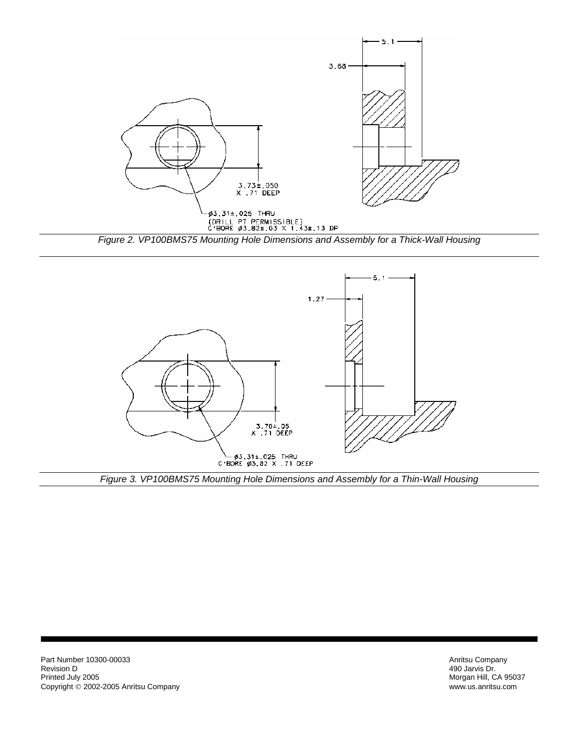5.1

3.68

3.73±.050
X .71 DEEP

ϕ3.31±.025 THRU
(DRILL PT PERMISSIBLE)
C'BORE ϕ3.82±.03 X 1.43±.13 DP

*Figure 2. VP100BMS75 Mounting Hole Dimensions and Assembly for a Thick-Wall Housing*

5.1

1.27

3.70±.05
X .71 DEEP

ϕ3.31±.025 THRU
C'BORE ϕ3.82 X .71 DEEP

*Figure 3. VP100BMS75 Mounting Hole Dimensions and Assembly for a Thin-Wall Housing*

Part Number 10300-00033
Revision D
Printed July 2005
Copyright © 2002-2005 Anritsu Company

Anritsu Company
490 Jarvis Dr.
Morgan Hill, CA 95037
www.us.anritsu.com